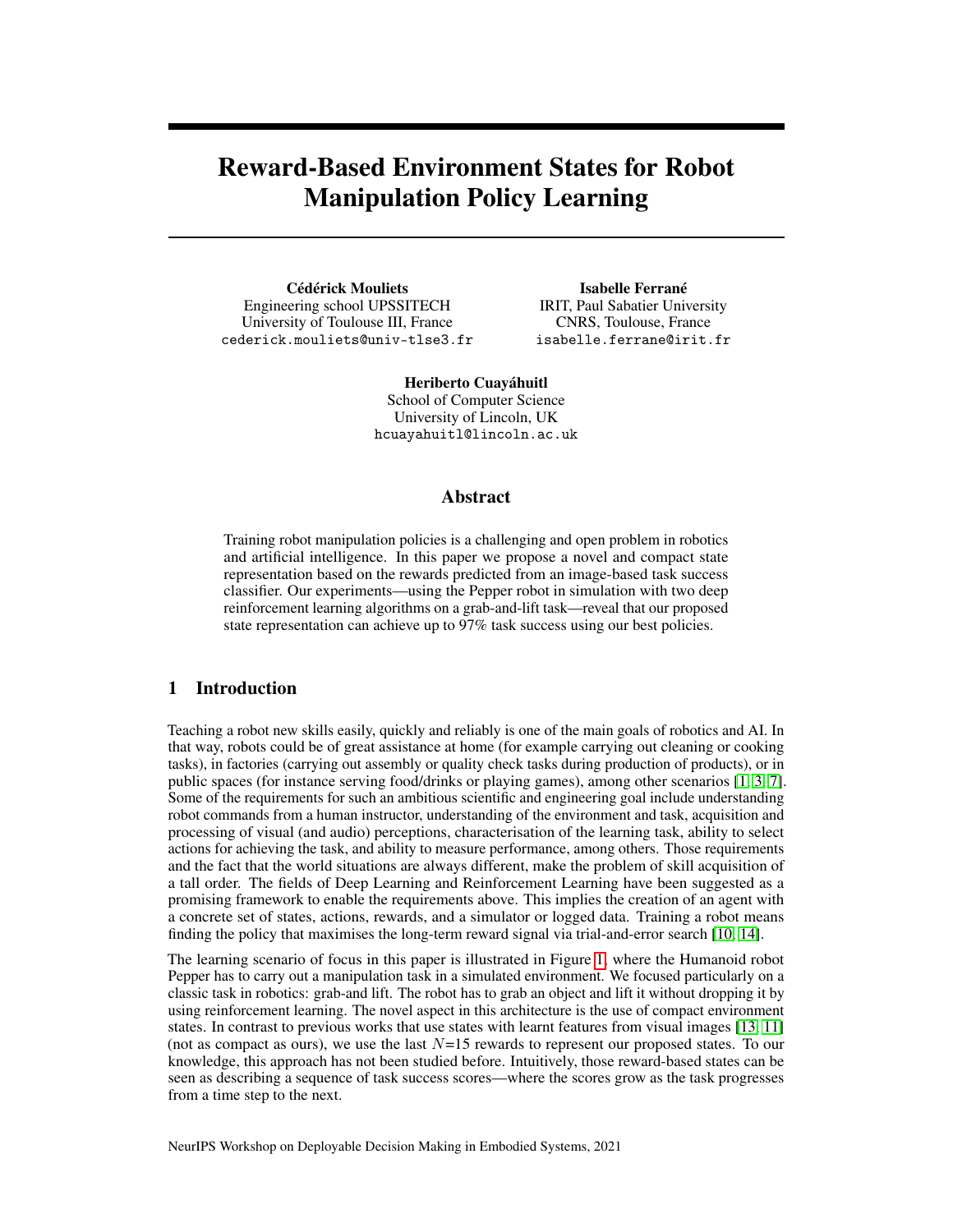# Reward-Based Environment States for Robot Manipulation Policy Learning

**Cédérick Mouliets**
Engineering school UPSSITECH
University of Toulouse III, France
cederick.mouliets@univ-tlse3.fr

**Isabelle Ferrané**
IRIT, Paul Sabatier University
CNRS, Toulouse, France
isabelle.ferrane@irit.fr

**Heriberto Cuayáhuitl**
School of Computer Science
University of Lincoln, UK
hcuayahuitl@lincoln.ac.uk

## Abstract

Training robot manipulation policies is a challenging and open problem in robotics and artificial intelligence. In this paper we propose a novel and compact state representation based on the rewards predicted from an image-based task success classifier. Our experiments—using the Pepper robot in simulation with two deep reinforcement learning algorithms on a grab-and-lift task—reveal that our proposed state representation can achieve up to 97% task success using our best policies.

## 1 Introduction

Teaching a robot new skills easily, quickly and reliably is one of the main goals of robotics and AI. In that way, robots could be of great assistance at home (for example carrying out cleaning or cooking tasks), in factories (carrying out assembly or quality check tasks during production of products), or in public spaces (for instance serving food/drinks or playing games), among other scenarios [1, 3, 7]. Some of the requirements for such an ambitious scientific and engineering goal include understanding robot commands from a human instructor, understanding of the environment and task, acquisition and processing of visual (and audio) perceptions, characterisation of the learning task, ability to select actions for achieving the task, and ability to measure performance, among others. Those requirements and the fact that the world situations are always different, make the problem of skill acquisition of a tall order. The fields of Deep Learning and Reinforcement Learning have been suggested as a promising framework to enable the requirements above. This implies the creation of an agent with a concrete set of states, actions, rewards, and a simulator or logged data. Training a robot means finding the policy that maximises the long-term reward signal via trial-and-error search [10, 14].

The learning scenario of focus in this paper is illustrated in Figure 1, where the Humanoid robot Pepper has to carry out a manipulation task in a simulated environment. We focused particularly on a classic task in robotics: grab-and lift. The robot has to grab an object and lift it without dropping it by using reinforcement learning. The novel aspect in this architecture is the use of compact environment states. In contrast to previous works that use states with learnt features from visual images [13, 11] (not as compact as ours), we use the last $N$=15 rewards to represent our proposed states. To our knowledge, this approach has not been studied before. Intuitively, those reward-based states can be seen as describing a sequence of task success scores—where the scores grow as the task progresses from a time step to the next.

NeurIPS Workshop on Deployable Decision Making in Embodied Systems, 2021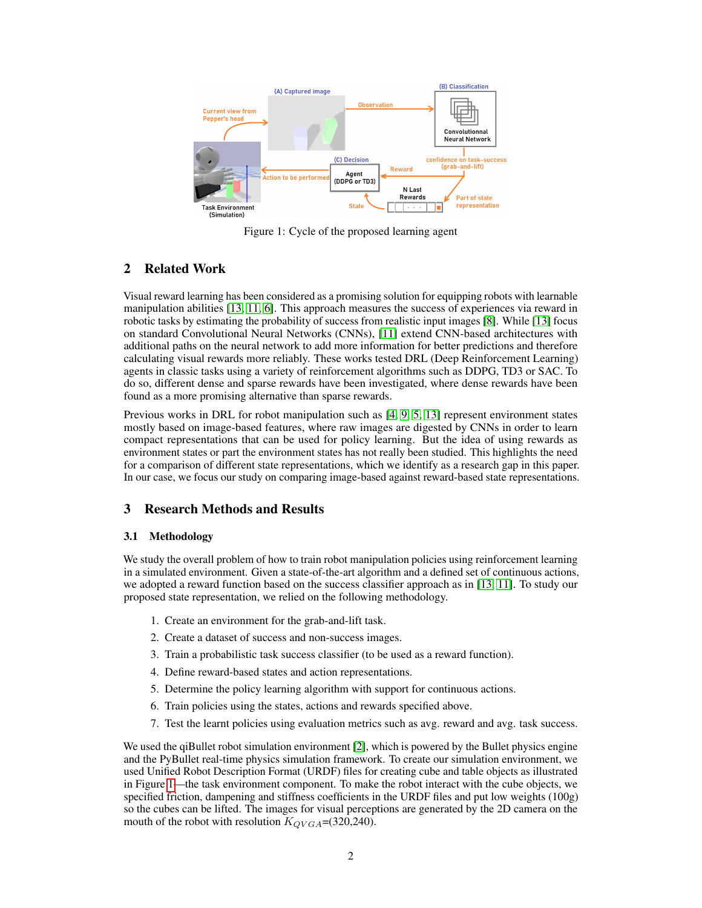Figure 1: Cycle of the proposed learning agent

## 2 Related Work

Visual reward learning has been considered as a promising solution for equipping robots with learnable manipulation abilities [13, 11, 6]. This approach measures the success of experiences via reward in robotic tasks by estimating the probability of success from realistic input images [8]. While [13] focus on standard Convolutional Neural Networks (CNNs), [11] extend CNN-based architectures with additional paths on the neural network to add more information for better predictions and therefore calculating visual rewards more reliably. These works tested DRL (Deep Reinforcement Learning) agents in classic tasks using a variety of reinforcement algorithms such as DDPG, TD3 or SAC. To do so, different dense and sparse rewards have been investigated, where dense rewards have been found as a more promising alternative than sparse rewards.

Previous works in DRL for robot manipulation such as [4, 9, 5, 13] represent environment states mostly based on image-based features, where raw images are digested by CNNs in order to learn compact representations that can be used for policy learning. But the idea of using rewards as environment states or part the environment states has not really been studied. This highlights the need for a comparison of different state representations, which we identify as a research gap in this paper. In our case, we focus our study on comparing image-based against reward-based state representations.

## 3 Research Methods and Results

### 3.1 Methodology

We study the overall problem of how to train robot manipulation policies using reinforcement learning in a simulated environment. Given a state-of-the-art algorithm and a defined set of continuous actions, we adopted a reward function based on the success classifier approach as in [13, 11]. To study our proposed state representation, we relied on the following methodology.

1. Create an environment for the grab-and-lift task.
2. Create a dataset of success and non-success images.
3. Train a probabilistic task success classifier (to be used as a reward function).
4. Define reward-based states and action representations.
5. Determine the policy learning algorithm with support for continuous actions.
6. Train policies using the states, actions and rewards specified above.
7. Test the learnt policies using evaluation metrics such as avg. reward and avg. task success.

We used the qiBullet robot simulation environment [2], which is powered by the Bullet physics engine and the PyBullet real-time physics simulation framework. To create our simulation environment, we used Unified Robot Description Format (URDF) files for creating cube and table objects as illustrated in Figure 1—the task environment component. To make the robot interact with the cube objects, we specified friction, dampening and stiffness coefficients in the URDF files and put low weights (100g) so the cubes can be lifted. The images for visual perceptions are generated by the 2D camera on the mouth of the robot with resolution $K_{QVGA}$=(320,240).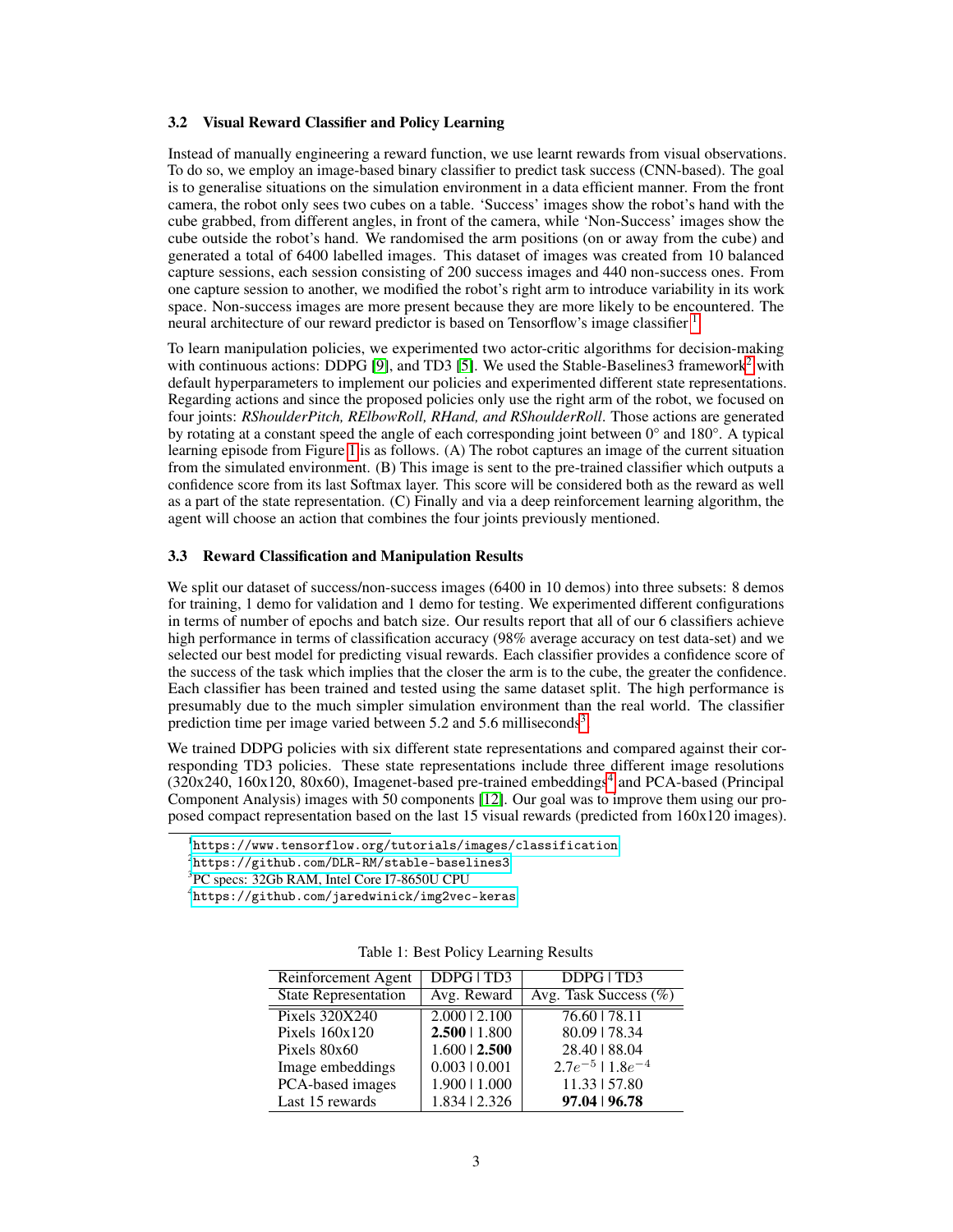### 3.2 Visual Reward Classifier and Policy Learning

Instead of manually engineering a reward function, we use learnt rewards from visual observations. To do so, we employ an image-based binary classifier to predict task success (CNN-based). The goal is to generalise situations on the simulation environment in a data efficient manner. From the front camera, the robot only sees two cubes on a table. 'Success' images show the robot's hand with the cube grabbed, from different angles, in front of the camera, while 'Non-Success' images show the cube outside the robot's hand. We randomised the arm positions (on or away from the cube) and generated a total of 6400 labelled images. This dataset of images was created from 10 balanced capture sessions, each session consisting of 200 success images and 440 non-success ones. From one capture session to another, we modified the robot's right arm to introduce variability in its work space. Non-success images are more present because they are more likely to be encountered. The neural architecture of our reward predictor is based on Tensorflow's image classifier [1].

To learn manipulation policies, we experimented two actor-critic algorithms for decision-making with continuous actions: DDPG [9], and TD3 [5]. We used the Stable-Baselines3 framework[2] with default hyperparameters to implement our policies and experimented different state representations. Regarding actions and since the proposed policies only use the right arm of the robot, we focused on four joints: *RShoulderPitch, RElbowRoll, RHand, and RShoulderRoll*. Those actions are generated by rotating at a constant speed the angle of each corresponding joint between 0° and 180°. A typical learning episode from Figure 1 is as follows. (A) The robot captures an image of the current situation from the simulated environment. (B) This image is sent to the pre-trained classifier which outputs a confidence score from its last Softmax layer. This score will be considered both as the reward as well as a part of the state representation. (C) Finally and via a deep reinforcement learning algorithm, the agent will choose an action that combines the four joints previously mentioned.

### 3.3 Reward Classification and Manipulation Results

We split our dataset of success/non-success images (6400 in 10 demos) into three subsets: 8 demos for training, 1 demo for validation and 1 demo for testing. We experimented different configurations in terms of number of epochs and batch size. Our results report that all of our 6 classifiers achieve high performance in terms of classification accuracy (98% average accuracy on test data-set) and we selected our best model for predicting visual rewards. Each classifier provides a confidence score of the success of the task which implies that the closer the arm is to the cube, the greater the confidence. Each classifier has been trained and tested using the same dataset split. The high performance is presumably due to the much simpler simulation environment than the real world. The classifier prediction time per image varied between 5.2 and 5.6 milliseconds[3].

We trained DDPG policies with six different state representations and compared against their corresponding TD3 policies. These state representations include three different image resolutions (320x240, 160x120, 80x60), Imagenet-based pre-trained embeddings[4] and PCA-based (Principal Component Analysis) images with 50 components [12]. Our goal was to improve them using our proposed compact representation based on the last 15 visual rewards (predicted from 160x120 images).

[1] https://www.tensorflow.org/tutorials/images/classification

[2] https://github.com/DLR-RM/stable-baselines3

[3] PC specs: 32Gb RAM, Intel Core I7-8650U CPU

[4] https://github.com/jaredwinick/img2vec-keras

Table 1: Best Policy Learning Results

| Reinforcement Agent | DDPG \| TD3 | DDPG \| TD3 |
|---|---|---|
| State Representation | Avg. Reward | Avg. Task Success (%) |
| Pixels 320X240 | 2.000 \| 2.100 | 76.60 \| 78.11 |
| Pixels 160x120 | **2.500** \| 1.800 | 80.09 \| 78.34 |
| Pixels 80x60 | 1.600 \| **2.500** | 28.40 \| 88.04 |
| Image embeddings | 0.003 \| 0.001 | $2.7e^{-5}$ \| $1.8e^{-4}$ |
| PCA-based images | 1.900 \| 1.000 | 11.33 \| 57.80 |
| Last 15 rewards | 1.834 \| 2.326 | **97.04** \| **96.78** |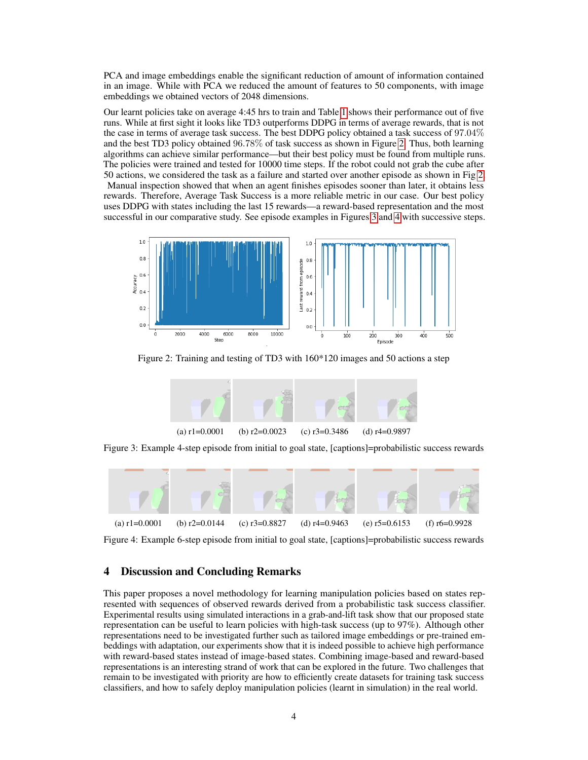PCA and image embeddings enable the significant reduction of amount of information contained in an image. While with PCA we reduced the amount of features to 50 components, with image embeddings we obtained vectors of 2048 dimensions.

Our learnt policies take on average 4:45 hrs to train and Table 1 shows their performance out of five runs. While at first sight it looks like TD3 outperforms DDPG in terms of average rewards, that is not the case in terms of average task success. The best DDPG policy obtained a task success of 97.04% and the best TD3 policy obtained 96.78% of task success as shown in Figure 2. Thus, both learning algorithms can achieve similar performance—but their best policy must be found from multiple runs. The policies were trained and tested for 10000 time steps. If the robot could not grab the cube after 50 actions, we considered the task as a failure and started over another episode as shown in Fig 2. Manual inspection showed that when an agent finishes episodes sooner than later, it obtains less rewards. Therefore, Average Task Success is a more reliable metric in our case. Our best policy uses DDPG with states including the last 15 rewards—a reward-based representation and the most successful in our comparative study. See episode examples in Figures 3 and 4 with successive steps.

Figure 2: Training and testing of TD3 with 160*120 images and 50 actions a step

(a) r1=0.0001 (b) r2=0.0023 (c) r3=0.3486 (d) r4=0.9897

Figure 3: Example 4-step episode from initial to goal state, [captions]=probabilistic success rewards

(a) r1=0.0001 (b) r2=0.0144 (c) r3=0.8827 (d) r4=0.9463 (e) r5=0.6153 (f) r6=0.9928

Figure 4: Example 6-step episode from initial to goal state, [captions]=probabilistic success rewards

## 4 Discussion and Concluding Remarks

This paper proposes a novel methodology for learning manipulation policies based on states represented with sequences of observed rewards derived from a probabilistic task success classifier. Experimental results using simulated interactions in a grab-and-lift task show that our proposed state representation can be useful to learn policies with high-task success (up to 97%). Although other representations need to be investigated further such as tailored image embeddings or pre-trained embeddings with adaptation, our experiments show that it is indeed possible to achieve high performance with reward-based states instead of image-based states. Combining image-based and reward-based representations is an interesting strand of work that can be explored in the future. Two challenges that remain to be investigated with priority are how to efficiently create datasets for training task success classifiers, and how to safely deploy manipulation policies (learnt in simulation) in the real world.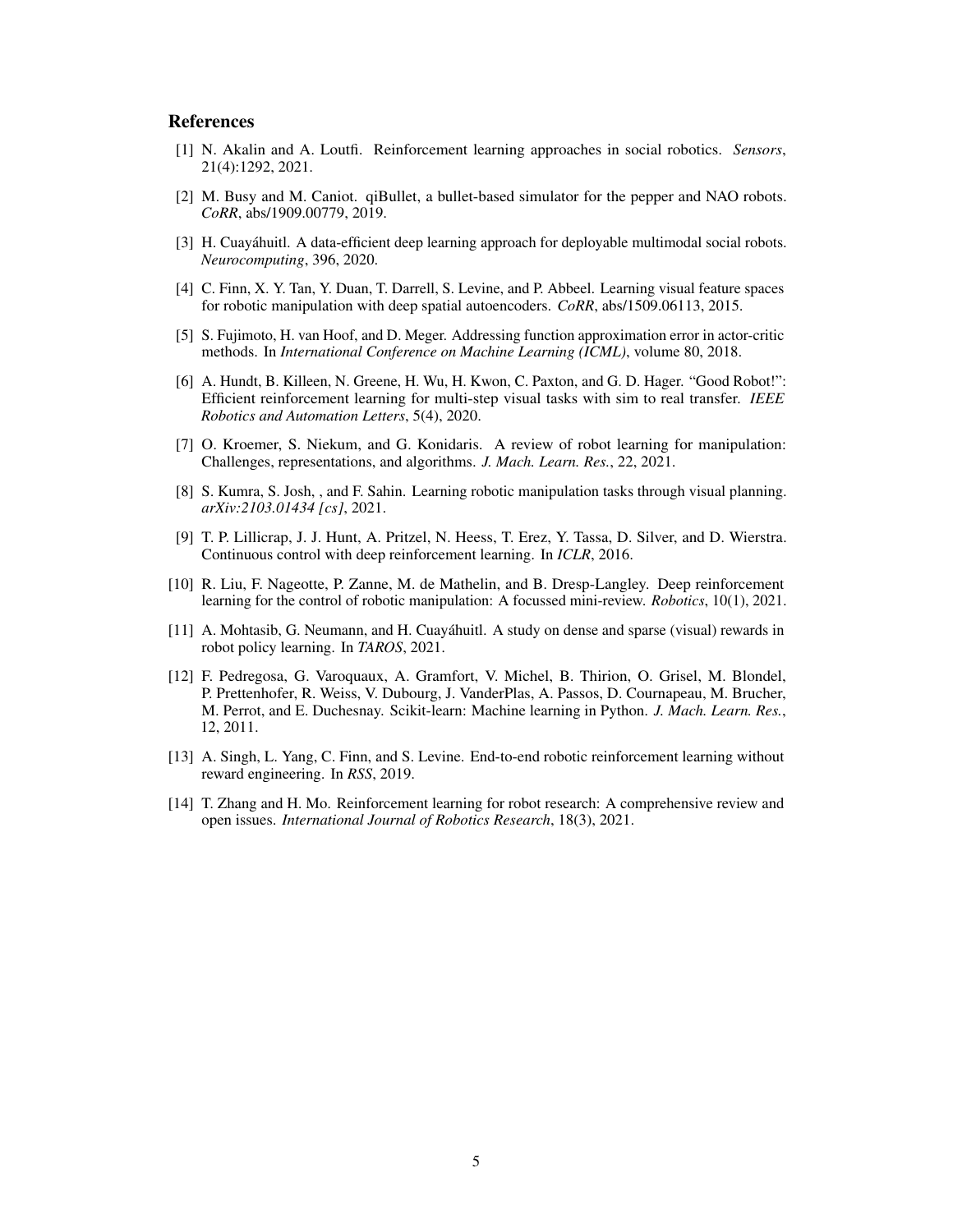## References

[1] N. Akalin and A. Loutfi. Reinforcement learning approaches in social robotics. *Sensors*, 21(4):1292, 2021.

[2] M. Busy and M. Caniot. qiBullet, a bullet-based simulator for the pepper and NAO robots. *CoRR*, abs/1909.00779, 2019.

[3] H. Cuayáhuitl. A data-efficient deep learning approach for deployable multimodal social robots. *Neurocomputing*, 396, 2020.

[4] C. Finn, X. Y. Tan, Y. Duan, T. Darrell, S. Levine, and P. Abbeel. Learning visual feature spaces for robotic manipulation with deep spatial autoencoders. *CoRR*, abs/1509.06113, 2015.

[5] S. Fujimoto, H. van Hoof, and D. Meger. Addressing function approximation error in actor-critic methods. In *International Conference on Machine Learning (ICML)*, volume 80, 2018.

[6] A. Hundt, B. Killeen, N. Greene, H. Wu, H. Kwon, C. Paxton, and G. D. Hager. "Good Robot!": Efficient reinforcement learning for multi-step visual tasks with sim to real transfer. *IEEE Robotics and Automation Letters*, 5(4), 2020.

[7] O. Kroemer, S. Niekum, and G. Konidaris. A review of robot learning for manipulation: Challenges, representations, and algorithms. *J. Mach. Learn. Res.*, 22, 2021.

[8] S. Kumra, S. Josh, , and F. Sahin. Learning robotic manipulation tasks through visual planning. *arXiv:2103.01434 [cs]*, 2021.

[9] T. P. Lillicrap, J. J. Hunt, A. Pritzel, N. Heess, T. Erez, Y. Tassa, D. Silver, and D. Wierstra. Continuous control with deep reinforcement learning. In *ICLR*, 2016.

[10] R. Liu, F. Nageotte, P. Zanne, M. de Mathelin, and B. Dresp-Langley. Deep reinforcement learning for the control of robotic manipulation: A focussed mini-review. *Robotics*, 10(1), 2021.

[11] A. Mohtasib, G. Neumann, and H. Cuayáhuitl. A study on dense and sparse (visual) rewards in robot policy learning. In *TAROS*, 2021.

[12] F. Pedregosa, G. Varoquaux, A. Gramfort, V. Michel, B. Thirion, O. Grisel, M. Blondel, P. Prettenhofer, R. Weiss, V. Dubourg, J. VanderPlas, A. Passos, D. Cournapeau, M. Brucher, M. Perrot, and E. Duchesnay. Scikit-learn: Machine learning in Python. *J. Mach. Learn. Res.*, 12, 2011.

[13] A. Singh, L. Yang, C. Finn, and S. Levine. End-to-end robotic reinforcement learning without reward engineering. In *RSS*, 2019.

[14] T. Zhang and H. Mo. Reinforcement learning for robot research: A comprehensive review and open issues. *International Journal of Robotics Research*, 18(3), 2021.